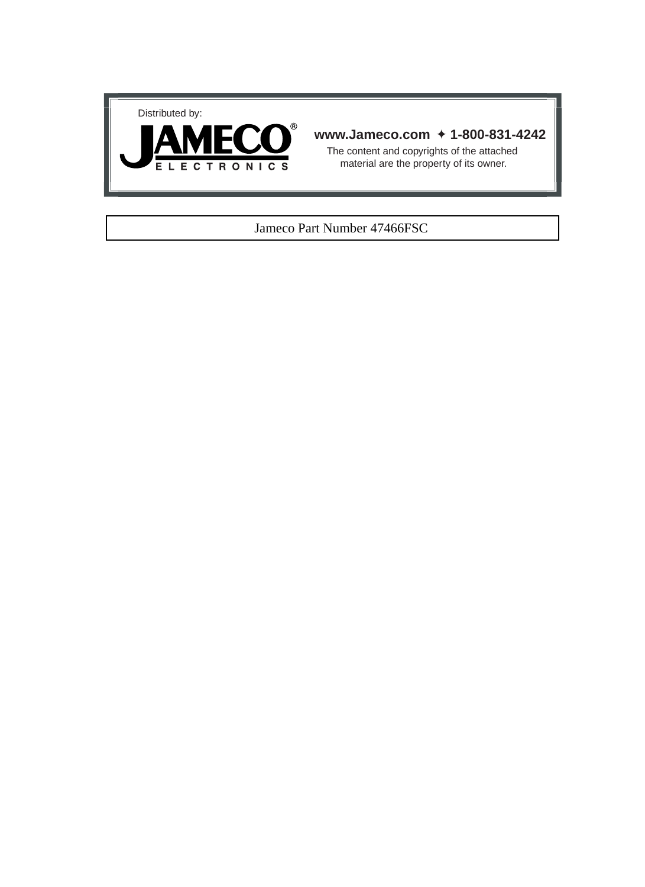Distributed by:

**JAMECO® ELECTRONICS**

**www.Jameco.com ✦ 1-800-831-4242**

The content and copyrights of the attached material are the property of its owner.

Jameco Part Number 47466FSC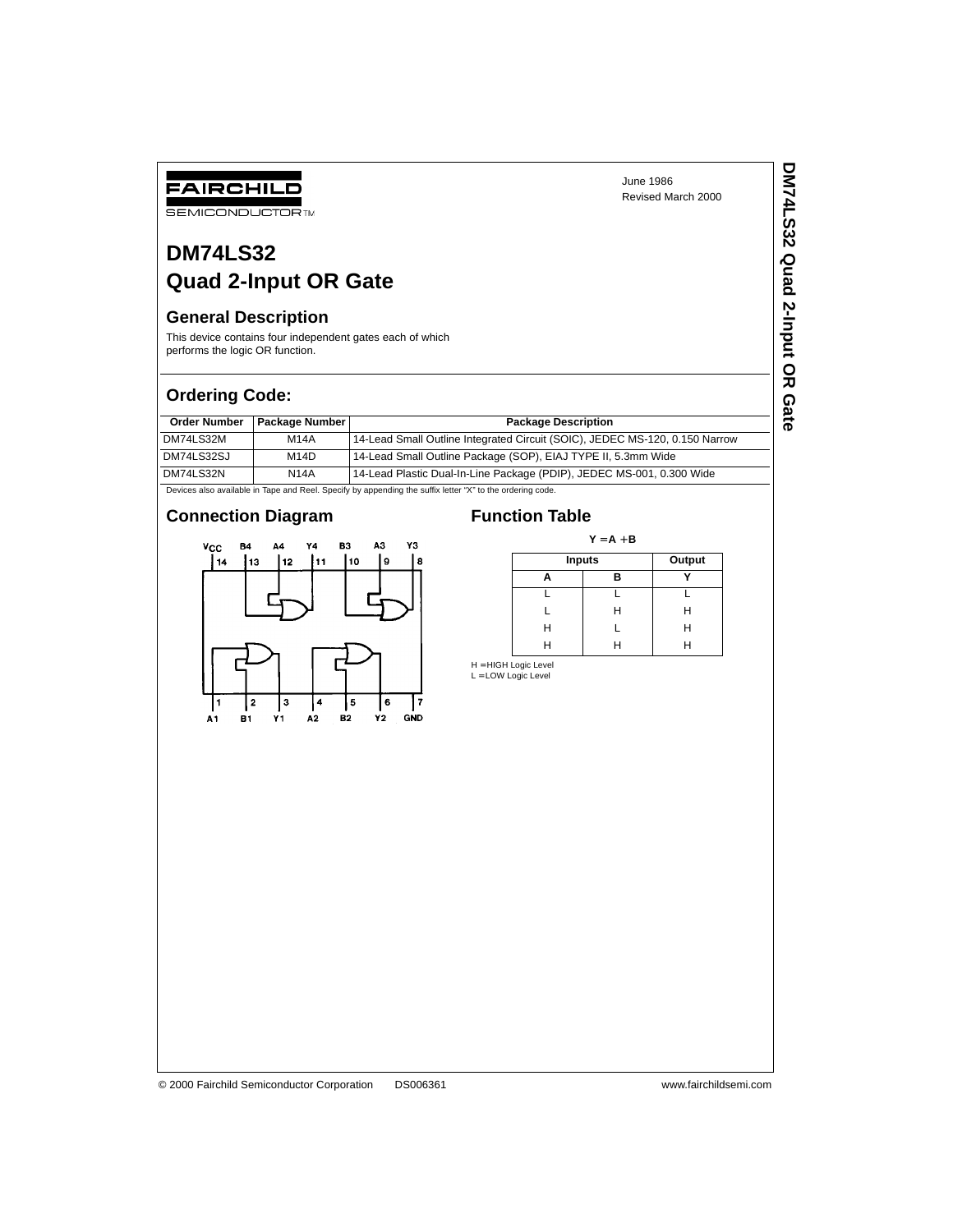June 1986
Revised March 2000

# DM74LS32
# Quad 2-Input OR Gate

## General Description

This device contains four independent gates each of which performs the logic OR function.

## Ordering Code:

| Order Number | Package Number | Package Description |
|---|---|---|
| DM74LS32M | M14A | 14-Lead Small Outline Integrated Circuit (SOIC), JEDEC MS-120, 0.150 Narrow |
| DM74LS32SJ | M14D | 14-Lead Small Outline Package (SOP), EIAJ TYPE II, 5.3mm Wide |
| DM74LS32N | N14A | 14-Lead Plastic Dual-In-Line Package (PDIP), JEDEC MS-001, 0.300 Wide |

Devices also available in Tape and Reel. Specify by appending the suffix letter "X" to the ordering code.

## Connection Diagram

$V_{CC}$ 14, B4 13, A4 12, Y4 11, B3 10, A3 9, Y3 8

1 A1, 2 B1, 3 Y1, 4 A2, 5 B2, 6 Y2, 7 GND

## Function Table

$Y = A + B$

| Inputs | | Output |
|---|---|---|
| A | B | Y |
| L | L | L |
| L | H | H |
| H | L | H |
| H | H | H |

H = HIGH Logic Level
L = LOW Logic Level

© 2000 Fairchild Semiconductor Corporation DS006361 www.fairchildsemi.com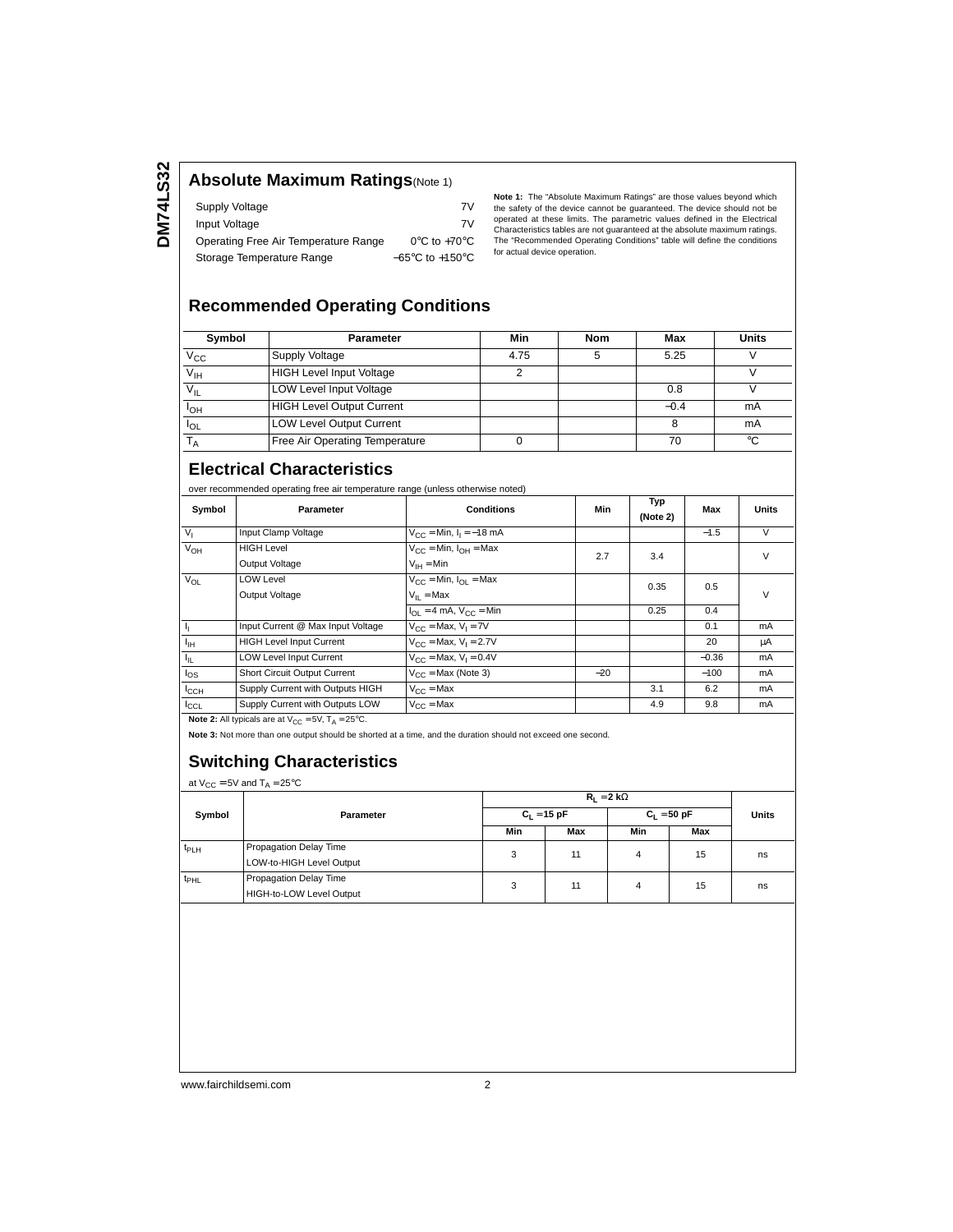## Absolute Maximum Ratings(Note 1)

| | |
|---|---|
| Supply Voltage | 7V |
| Input Voltage | 7V |
| Operating Free Air Temperature Range | 0°C to +70°C |
| Storage Temperature Range | −65°C to +150°C |

**Note 1:** The "Absolute Maximum Ratings" are those values beyond which the safety of the device cannot be guaranteed. The device should not be operated at these limits. The parametric values defined in the Electrical Characteristics tables are not guaranteed at the absolute maximum ratings. The "Recommended Operating Conditions" table will define the conditions for actual device operation.

## Recommended Operating Conditions

| Symbol | Parameter | Min | Nom | Max | Units |
|---|---|---|---|---|---|
| $V_{CC}$ | Supply Voltage | 4.75 | 5 | 5.25 | V |
| $V_{IH}$ | HIGH Level Input Voltage | 2 | | | V |
| $V_{IL}$ | LOW Level Input Voltage | | | 0.8 | V |
| $I_{OH}$ | HIGH Level Output Current | | | −0.4 | mA |
| $I_{OL}$ | LOW Level Output Current | | | 8 | mA |
| $T_A$ | Free Air Operating Temperature | 0 | | 70 | °C |

## Electrical Characteristics

over recommended operating free air temperature range (unless otherwise noted)

| Symbol | Parameter | Conditions | Min | Typ (Note 2) | Max | Units |
|---|---|---|---|---|---|---|
| $V_I$ | Input Clamp Voltage | $V_{CC}$ = Min, $I_I$ = −18 mA | | | −1.5 | V |
| $V_{OH}$ | HIGH Level Output Voltage | $V_{CC}$ = Min, $I_{OH}$ = Max, $V_{IH}$ = Min | 2.7 | 3.4 | | V |
| $V_{OL}$ | LOW Level Output Voltage | $V_{CC}$ = Min, $I_{OL}$ = Max, $V_{IL}$ = Max | | 0.35 | 0.5 | V |
| | | $I_{OL}$ = 4 mA, $V_{CC}$ = Min | | 0.25 | 0.4 | V |
| $I_I$ | Input Current @ Max Input Voltage | $V_{CC}$ = Max, $V_I$ = 7V | | | 0.1 | mA |
| $I_{IH}$ | HIGH Level Input Current | $V_{CC}$ = Max, $V_I$ = 2.7V | | | 20 | μA |
| $I_{IL}$ | LOW Level Input Current | $V_{CC}$ = Max, $V_I$ = 0.4V | | | −0.36 | mA |
| $I_{OS}$ | Short Circuit Output Current | $V_{CC}$ = Max (Note 3) | −20 | | −100 | mA |
| $I_{CCH}$ | Supply Current with Outputs HIGH | $V_{CC}$ = Max | | 3.1 | 6.2 | mA |
| $I_{CCL}$ | Supply Current with Outputs LOW | $V_{CC}$ = Max | | 4.9 | 9.8 | mA |

**Note 2:** All typicals are at $V_{CC}$ = 5V, $T_A$ = 25°C.

**Note 3:** Not more than one output should be shorted at a time, and the duration should not exceed one second.

## Switching Characteristics

at $V_{CC}$ = 5V and $T_A$ = 25°C

| Symbol | Parameter | $R_L$ = 2 kΩ | | | | Units |
|---|---|---|---|---|---|---|
| | | $C_L$ = 15 pF | | $C_L$ = 50 pF | | |
| | | Min | Max | Min | Max | |
| $t_{PLH}$ | Propagation Delay Time LOW-to-HIGH Level Output | 3 | 11 | 4 | 15 | ns |
| $t_{PHL}$ | Propagation Delay Time HIGH-to-LOW Level Output | 3 | 11 | 4 | 15 | ns |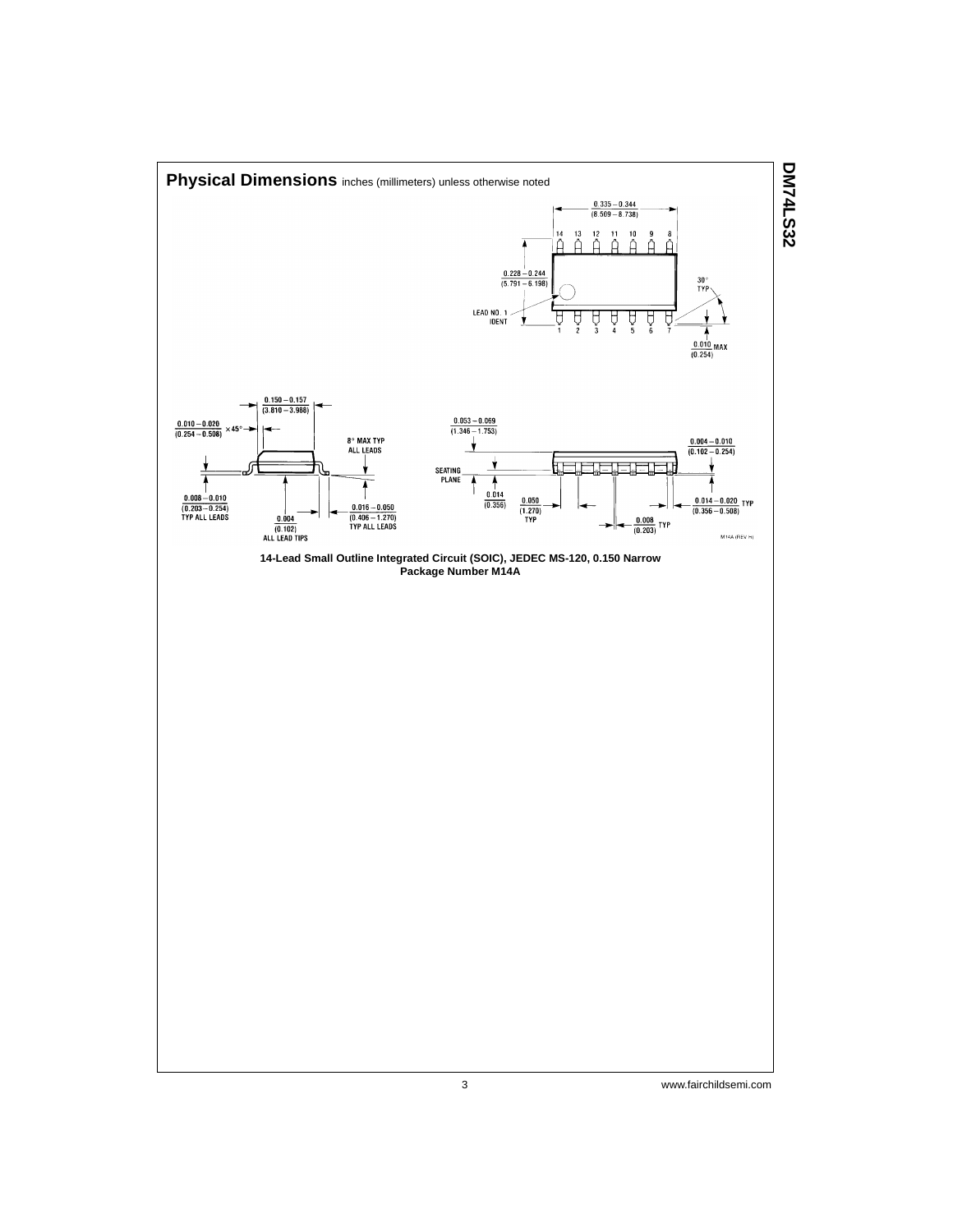## Physical Dimensions inches (millimeters) unless otherwise noted

14-Lead Small Outline Integrated Circuit (SOIC), JEDEC MS-120, 0.150 Narrow
Package Number M14A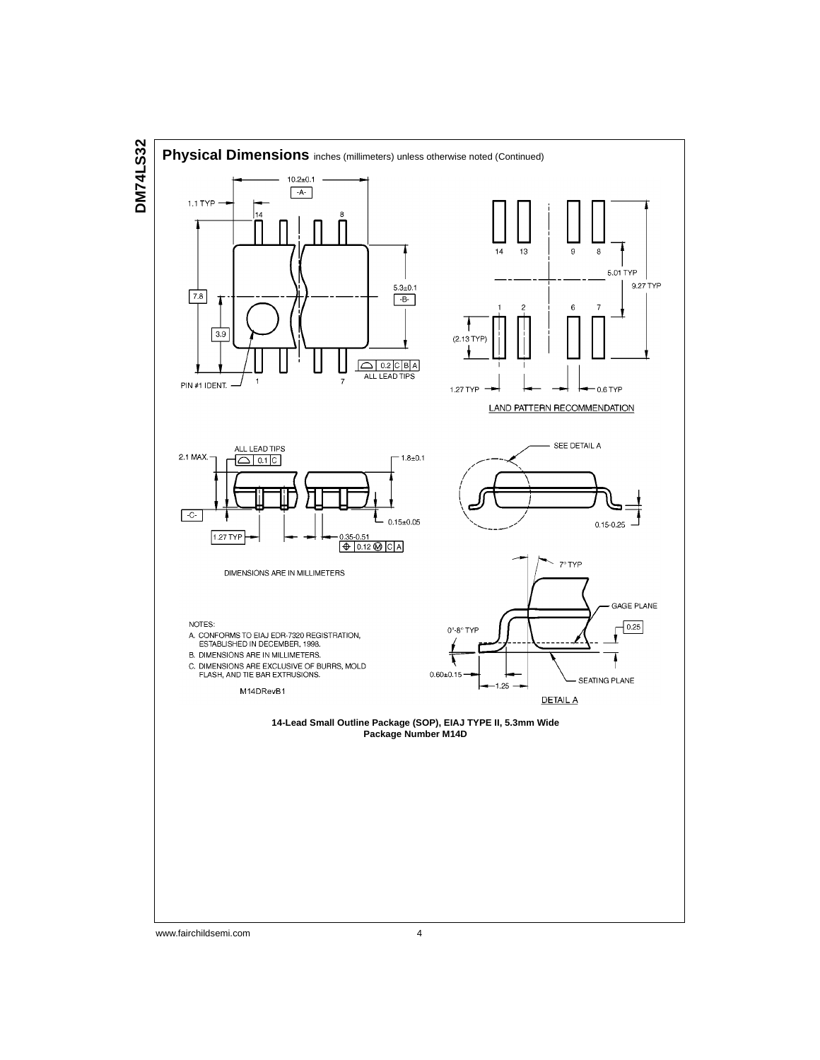## Physical Dimensions inches (millimeters) unless otherwise noted (Continued)

DIMENSIONS ARE IN MILLIMETERS

NOTES:

A. CONFORMS TO EIAJ EDR-7320 REGISTRATION, ESTABLISHED IN DECEMBER, 1998.

B. DIMENSIONS ARE IN MILLIMETERS.

C. DIMENSIONS ARE EXCLUSIVE OF BURRS, MOLD FLASH, AND TIE BAR EXTRUSIONS.

M14DRevB1

LAND PATTERN RECOMMENDATION

DETAIL A

**14-Lead Small Outline Package (SOP), EIAJ TYPE II, 5.3mm Wide**
**Package Number M14D**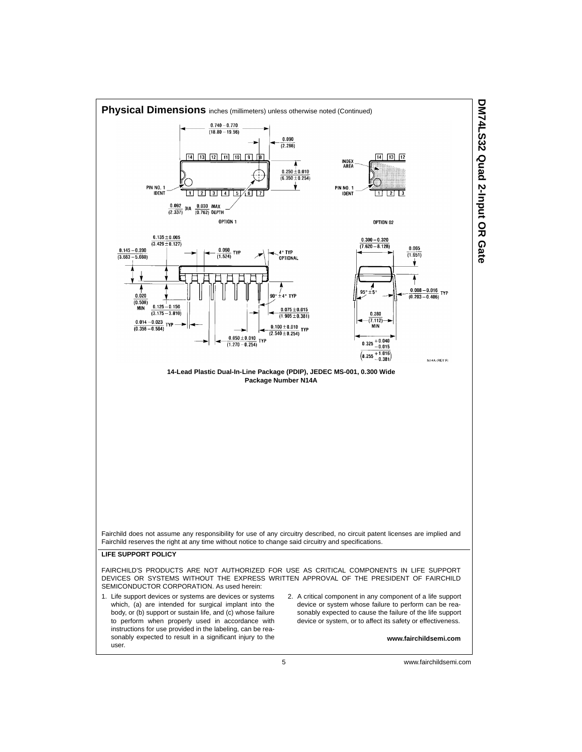## Physical Dimensions inches (millimeters) unless otherwise noted (Continued)

0.740 − 0.770
(18.80 − 19.56)

0.090
(2.286)

14 13 12 11 10 9 8

0.250 ± 0.010
(6.350 ± 0.254)

PIN NO. 1
IDENT

1 2 3 4 5 6 7

0.092
(2.337) DIA

0.030 MAX
(0.762) DEPTH

OPTION 1

INDEX
AREA

14 13 12

PIN NO. 1
IDENT

1 2 3

OPTION 02

0.135 ± 0.005
(3.429 ± 0.127)

0.145 − 0.200
(3.683 − 5.080)

0.060
(1.524) TYP

4° TYP
OPTIONAL

0.020
(0.508)
MIN

0.125 − 0.150
(3.175 − 3.810)

90° ± 4° TYP

0.075 ± 0.015
(1.905 ± 0.381)

0.014 − 0.023
(0.356 − 0.584) TYP

0.100 ± 0.010
(2.540 ± 0.254) TYP

0.050 ± 0.010
(1.270 − 0.254) TYP

0.300 − 0.320
(7.620 − 8.128)

0.065
(1.651)

95° ± 5°

0.008 − 0.016
(0.203 − 0.406) TYP

0.280
(7.112)
MIN

0.325 +0.040 −0.015
(8.255 +1.016 −0.381)

N14A (REV F)

**14-Lead Plastic Dual-In-Line Package (PDIP), JEDEC MS-001, 0.300 Wide**
**Package Number N14A**

Fairchild does not assume any responsibility for use of any circuitry described, no circuit patent licenses are implied and Fairchild reserves the right at any time without notice to change said circuitry and specifications.

**LIFE SUPPORT POLICY**

FAIRCHILD'S PRODUCTS ARE NOT AUTHORIZED FOR USE AS CRITICAL COMPONENTS IN LIFE SUPPORT DEVICES OR SYSTEMS WITHOUT THE EXPRESS WRITTEN APPROVAL OF THE PRESIDENT OF FAIRCHILD SEMICONDUCTOR CORPORATION. As used herein:

1. Life support devices or systems are devices or systems which, (a) are intended for surgical implant into the body, or (b) support or sustain life, and (c) whose failure to perform when properly used in accordance with instructions for use provided in the labeling, can be reasonably expected to result in a significant injury to the user.

2. A critical component in any component of a life support device or system whose failure to perform can be reasonably expected to cause the failure of the life support device or system, or to affect its safety or effectiveness.

**www.fairchildsemi.com**